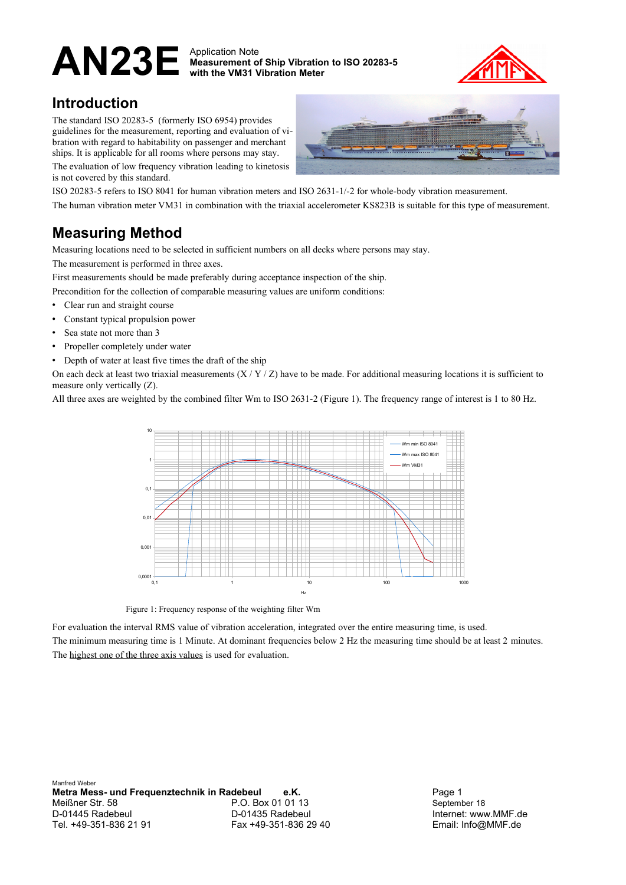# AN23E

Application Note
**Measurement of Ship Vibration to ISO 20283-5 with the VM31 Vibration Meter**

## Introduction

The standard ISO 20283-5 (formerly ISO 6954) provides guidelines for the measurement, reporting and evaluation of vibration with regard to habitability on passenger and merchant ships. It is applicable for all rooms where persons may stay.

The evaluation of low frequency vibration leading to kinetosis is not covered by this standard.

ISO 20283-5 refers to ISO 8041 for human vibration meters and ISO 2631-1/-2 for whole-body vibration measurement.

The human vibration meter VM31 in combination with the triaxial accelerometer KS823B is suitable for this type of measurement.

## Measuring Method

Measuring locations need to be selected in sufficient numbers on all decks where persons may stay.

The measurement is performed in three axes.

First measurements should be made preferably during acceptance inspection of the ship.

Precondition for the collection of comparable measuring values are uniform conditions:

- Clear run and straight course
- Constant typical propulsion power
- Sea state not more than 3
- Propeller completely under water
- Depth of water at least five times the draft of the ship

On each deck at least two triaxial measurements (X / Y / Z) have to be made. For additional measuring locations it is sufficient to measure only vertically (Z).

All three axes are weighted by the combined filter Wm to ISO 2631-2 (Figure 1). The frequency range of interest is 1 to 80 Hz.

Figure 1: Frequency response of the weighting filter Wm

For evaluation the interval RMS value of vibration acceleration, integrated over the entire measuring time, is used.

The minimum measuring time is 1 Minute. At dominant frequencies below 2 Hz the measuring time should be at least 2 minutes.

The highest one of the three axis values is used for evaluation.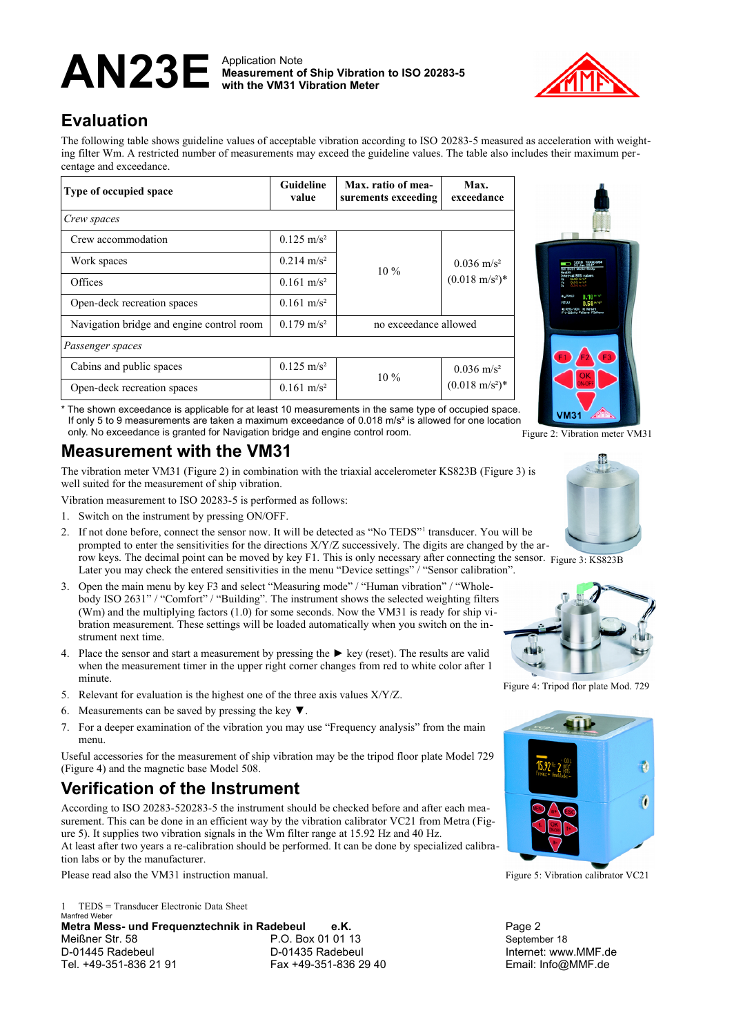# AN23E

Application Note
**Measurement of Ship Vibration to ISO 20283-5 with the VM31 Vibration Meter**

## Evaluation

The following table shows guideline values of acceptable vibration according to ISO 20283-5 measured as acceleration with weighting filter Wm. A restricted number of measurements may exceed the guideline values. The table also includes their maximum percentage and exceedance.

| **Type of occupied space** | **Guideline value** | **Max. ratio of measurements exceeding** | **Max. exceedance** |
|---|---|---|---|
| *Crew spaces* | | | |
| Crew accommodation | 0.125 m/s² | 10 % | 0.036 m/s² (0.018 m/s²)* |
| Work spaces | 0.214 m/s² | | |
| Offices | 0.161 m/s² | | |
| Open-deck recreation spaces | 0.161 m/s² | | |
| Navigation bridge and engine control room | 0.179 m/s² | no exceedance allowed | |
| *Passenger spaces* | | | |
| Cabins and public spaces | 0.125 m/s² | 10 % | 0.036 m/s² (0.018 m/s²)* |
| Open-deck recreation spaces | 0.161 m/s² | | |

* The shown exceedance is applicable for at least 10 measurements in the same type of occupied space. If only 5 to 9 measurements are taken a maximum exceedance of 0.018 m/s² is allowed for one location only. No exceedance is granted for Navigation bridge and engine control room.

Figure 2: Vibration meter VM31

## Measurement with the VM31

The vibration meter VM31 (Figure 2) in combination with the triaxial accelerometer KS823B (Figure 3) is well suited for the measurement of ship vibration.

Vibration measurement to ISO 20283-5 is performed as follows:

1. Switch on the instrument by pressing ON/OFF.
2. If not done before, connect the sensor now. It will be detected as "No TEDS"[1] transducer. You will be prompted to enter the sensitivities for the directions X/Y/Z successively. The digits are changed by the arrow keys. The decimal point can be moved by key F1. This is only necessary after connecting the sensor. Later you may check the entered sensitivities in the menu "Device settings" / "Sensor calibration".
3. Open the main menu by key F3 and select "Measuring mode" / "Human vibration" / "Whole-body ISO 2631" / "Comfort" / "Building". The instrument shows the selected weighting filters (Wm) and the multiplying factors (1.0) for some seconds. Now the VM31 is ready for ship vibration measurement. These settings will be loaded automatically when you switch on the instrument next time.
4. Place the sensor and start a measurement by pressing the ► key (reset). The results are valid when the measurement timer in the upper right corner changes from red to white color after 1 minute.
5. Relevant for evaluation is the highest one of the three axis values X/Y/Z.
6. Measurements can be saved by pressing the key ▼.
7. For a deeper examination of the vibration you may use "Frequency analysis" from the main menu.

Useful accessories for the measurement of ship vibration may be the tripod floor plate Model 729 (Figure 4) and the magnetic base Model 508.

Figure 3: KS823B

Figure 4: Tripod flor plate Mod. 729

## Verification of the Instrument

According to ISO 20283-520283-5 the instrument should be checked before and after each measurement. This can be done in an efficient way by the vibration calibrator VC21 from Metra (Figure 5). It supplies two vibration signals in the Wm filter range at 15.92 Hz and 40 Hz.
At least after two years a re-calibration should be performed. It can be done by specialized calibration labs or by the manufacturer.

Please read also the VM31 instruction manual.

Figure 5: Vibration calibrator VC21

[1] TEDS = Transducer Electronic Data Sheet

Manfred Weber
**Metra Mess- und Frequenztechnik in Radebeul e.K.**
Meißner Str. 58
D-01445 Radebeul
Tel. +49-351-836 21 91

P.O. Box 01 01 13
D-01435 Radebeul
Fax +49-351-836 29 40

September 18
Internet: www.MMF.de
Email: Info@MMF.de